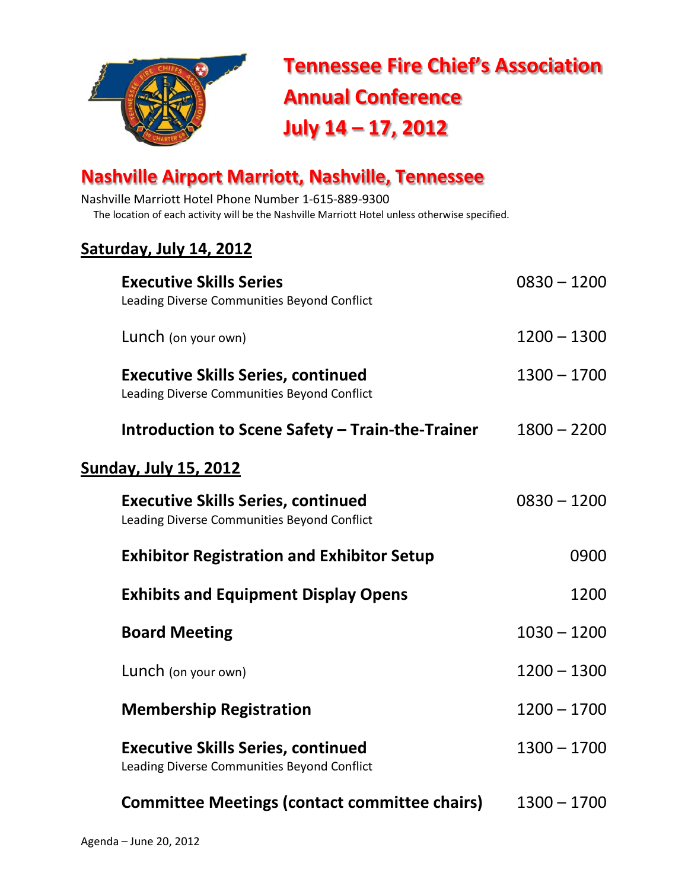# Tennessee Fire Chief's Association Annual Conference July 14 – 17, 2012

## Nashville Airport Marriott, Nashville, Tennessee

Nashville Marriott Hotel Phone Number 1-615-889-9300

The location of each activity will be the Nashville Marriott Hotel unless otherwise specified.

### Saturday, July 14, 2012

| Event | Time |
|---|---|
| **Executive Skills Series**<br>Leading Diverse Communities Beyond Conflict | 0830 – 1200 |
| Lunch (on your own) | 1200 – 1300 |
| **Executive Skills Series, continued**<br>Leading Diverse Communities Beyond Conflict | 1300 – 1700 |
| **Introduction to Scene Safety – Train-the-Trainer** | 1800 – 2200 |

### Sunday, July 15, 2012

| Event | Time |
|---|---|
| **Executive Skills Series, continued**<br>Leading Diverse Communities Beyond Conflict | 0830 – 1200 |
| **Exhibitor Registration and Exhibitor Setup** | 0900 |
| **Exhibits and Equipment Display Opens** | 1200 |
| **Board Meeting** | 1030 – 1200 |
| Lunch (on your own) | 1200 – 1300 |
| **Membership Registration** | 1200 – 1700 |
| **Executive Skills Series, continued**<br>Leading Diverse Communities Beyond Conflict | 1300 – 1700 |
| **Committee Meetings (contact committee chairs)** | 1300 – 1700 |

Agenda – June 20, 2012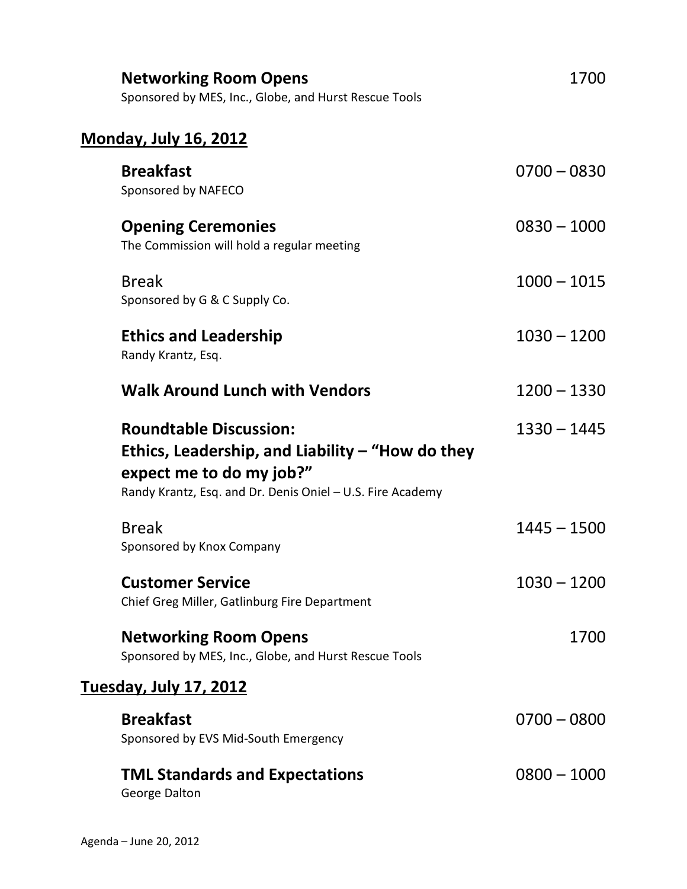**Networking Room Opens** 1700
Sponsored by MES, Inc., Globe, and Hurst Rescue Tools

## Monday, July 16, 2012

**Breakfast** 0700 – 0830
Sponsored by NAFECO

**Opening Ceremonies** 0830 – 1000
The Commission will hold a regular meeting

Break 1000 – 1015
Sponsored by G & C Supply Co.

**Ethics and Leadership** 1030 – 1200
Randy Krantz, Esq.

**Walk Around Lunch with Vendors** 1200 – 1330

**Roundtable Discussion:** 1330 – 1445
**Ethics, Leadership, and Liability – "How do they expect me to do my job?"**
Randy Krantz, Esq. and Dr. Denis Oniel – U.S. Fire Academy

Break 1445 – 1500
Sponsored by Knox Company

**Customer Service** 1030 – 1200
Chief Greg Miller, Gatlinburg Fire Department

**Networking Room Opens** 1700
Sponsored by MES, Inc., Globe, and Hurst Rescue Tools

## Tuesday, July 17, 2012

**Breakfast** 0700 – 0800
Sponsored by EVS Mid-South Emergency

**TML Standards and Expectations** 0800 – 1000
George Dalton

Agenda – June 20, 2012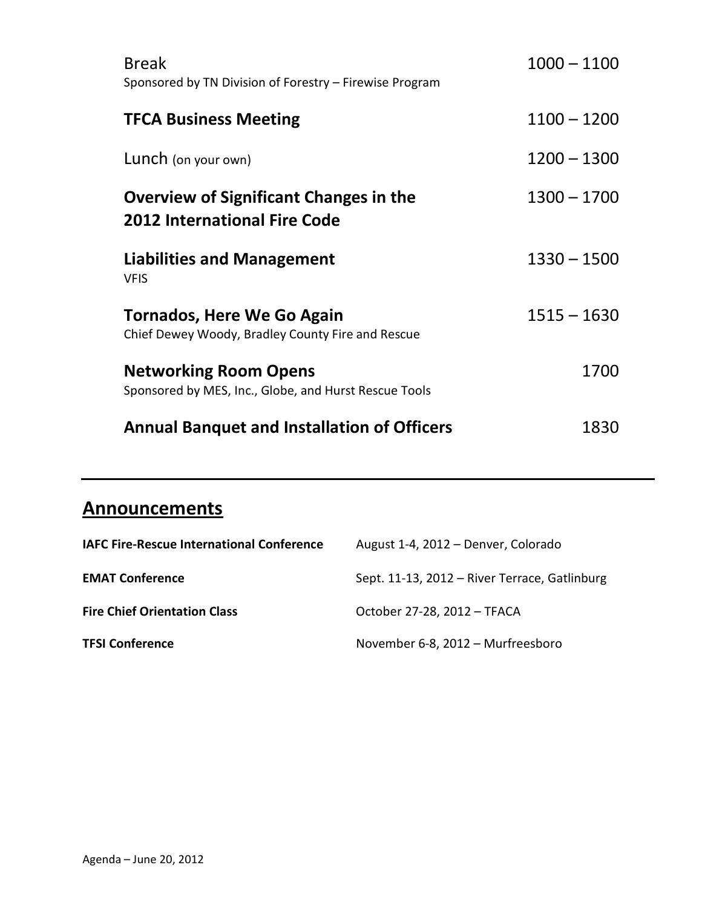Break — 1000 – 1100
Sponsored by TN Division of Forestry – Firewise Program

**TFCA Business Meeting** — 1100 – 1200

Lunch (on your own) — 1200 – 1300

**Overview of Significant Changes in the 2012 International Fire Code** — 1300 – 1700

**Liabilities and Management** — 1330 – 1500
VFIS

**Tornados, Here We Go Again** — 1515 – 1630
Chief Dewey Woody, Bradley County Fire and Rescue

**Networking Room Opens** — 1700
Sponsored by MES, Inc., Globe, and Hurst Rescue Tools

**Annual Banquet and Installation of Officers** — 1830

---

## Announcements

| | |
|---|---|
| **IAFC Fire-Rescue International Conference** | August 1-4, 2012 – Denver, Colorado |
| **EMAT Conference** | Sept. 11-13, 2012 – River Terrace, Gatlinburg |
| **Fire Chief Orientation Class** | October 27-28, 2012 – TFACA |
| **TFSI Conference** | November 6-8, 2012 – Murfreesboro |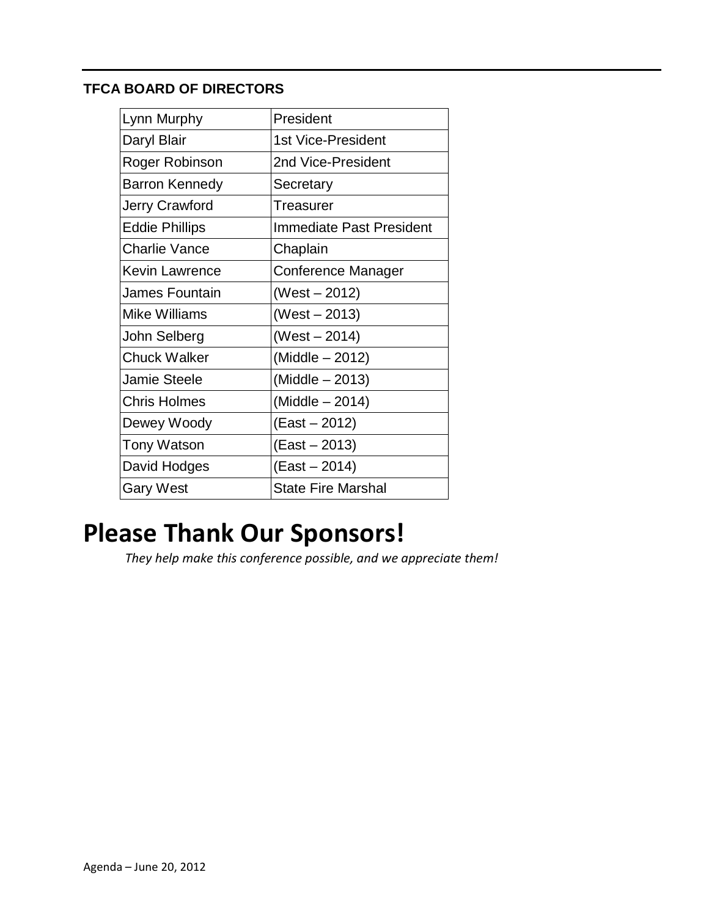## TFCA BOARD OF DIRECTORS

| | |
|---|---|
| Lynn Murphy | President |
| Daryl Blair | 1st Vice-President |
| Roger Robinson | 2nd Vice-President |
| Barron Kennedy | Secretary |
| Jerry Crawford | Treasurer |
| Eddie Phillips | Immediate Past President |
| Charlie Vance | Chaplain |
| Kevin Lawrence | Conference Manager |
| James Fountain | (West – 2012) |
| Mike Williams | (West – 2013) |
| John Selberg | (West – 2014) |
| Chuck Walker | (Middle – 2012) |
| Jamie Steele | (Middle – 2013) |
| Chris Holmes | (Middle – 2014) |
| Dewey Woody | (East – 2012) |
| Tony Watson | (East – 2013) |
| David Hodges | (East – 2014) |
| Gary West | State Fire Marshal |

# Please Thank Our Sponsors!

*They help make this conference possible, and we appreciate them!*